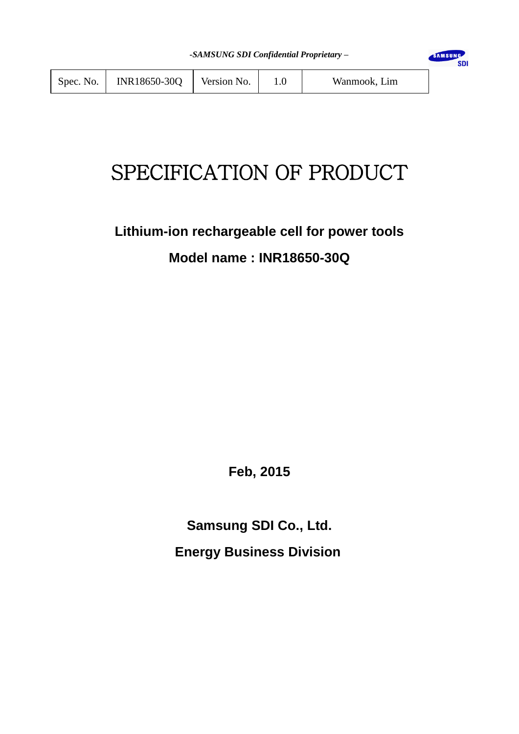*-SAMSUNG SDI Confidential Proprietary –*

| Spec. No. | INR18650-30Q | Version No. | 1.0 | Wanmook, Lim |
|---|---|---|---|---|

# SPECIFICATION OF PRODUCT

**Lithium-ion rechargeable cell for power tools**

**Model name : INR18650-30Q**

**Feb, 2015**

**Samsung SDI Co., Ltd.**

**Energy Business Division**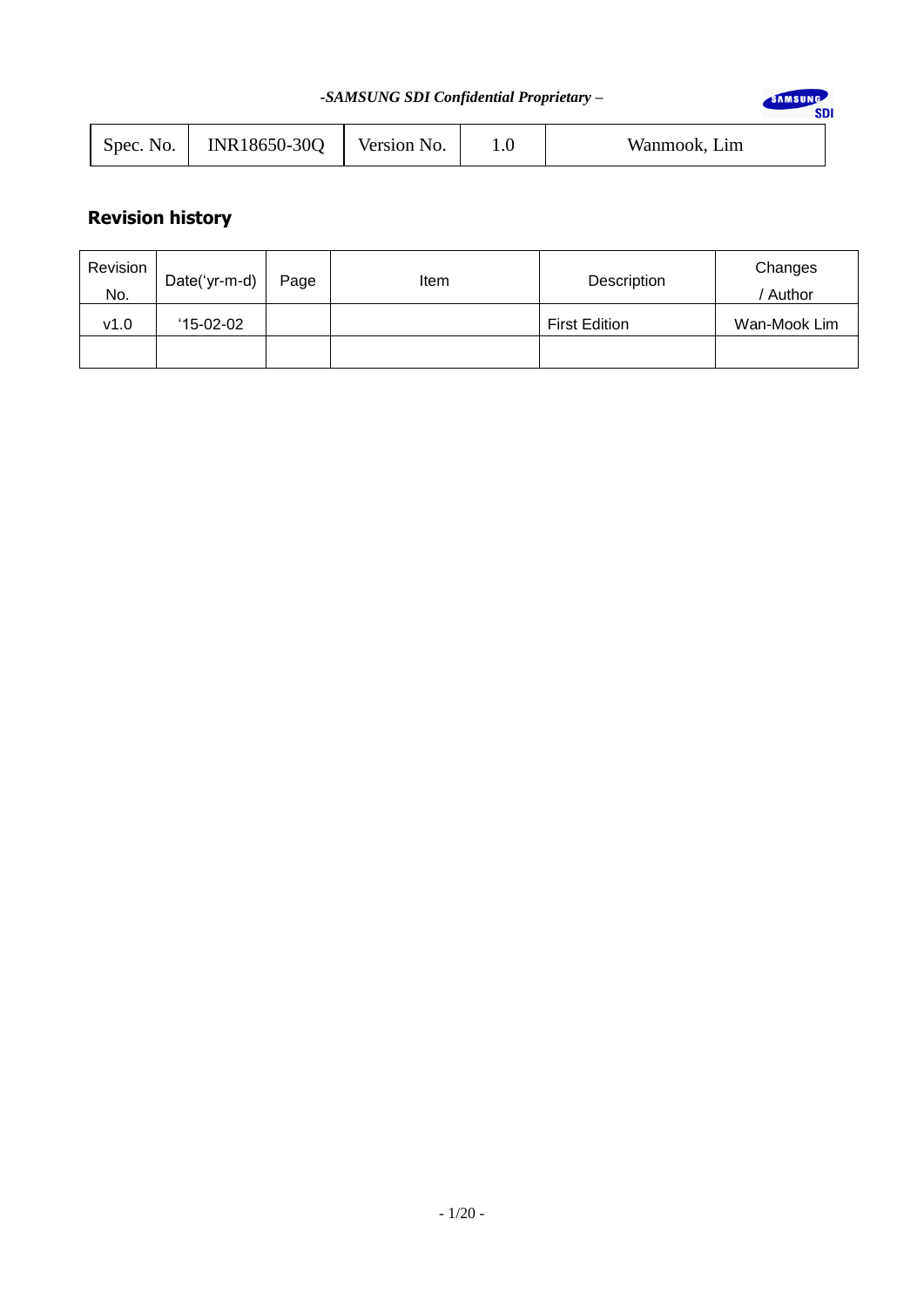| Spec. No. | INR18650-30Q | Version No. | 1.0 | Wanmook, Lim |
|---|---|---|---|---|

## Revision history

| Revision No. | Date('yr-m-d) | Page | Item | Description | Changes / Author |
|---|---|---|---|---|---|
| v1.0 | '15-02-02 | | | First Edition | Wan-Mook Lim |
| | | | | | |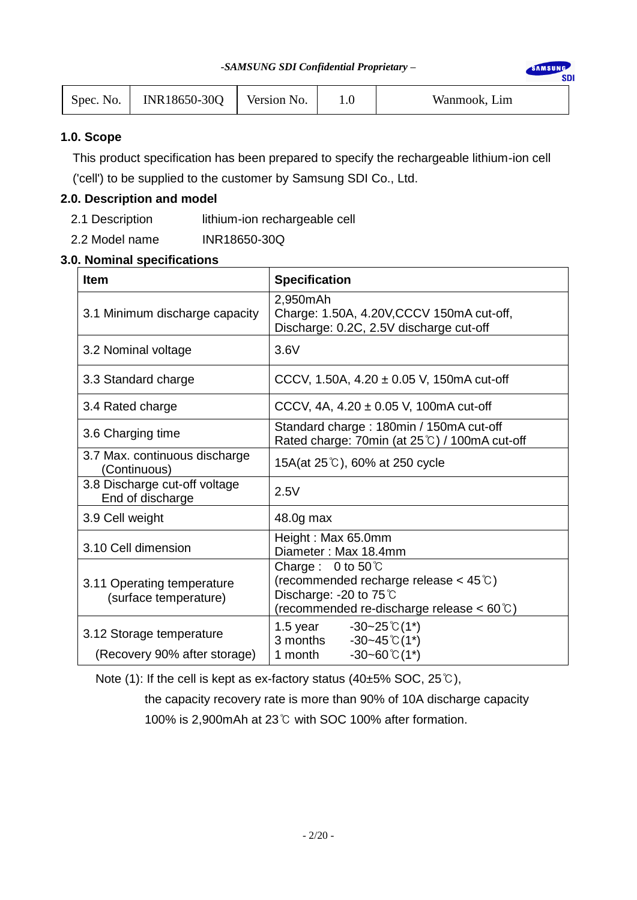| Spec. No. | INR18650-30Q | Version No. | 1.0 | Wanmook, Lim |
|---|---|---|---|---|

## 1.0. Scope

This product specification has been prepared to specify the rechargeable lithium-ion cell ('cell') to be supplied to the customer by Samsung SDI Co., Ltd.

## 2.0. Description and model

2.1 Description    lithium-ion rechargeable cell

2.2 Model name    INR18650-30Q

## 3.0. Nominal specifications

| Item | Specification |
|---|---|
| 3.1 Minimum discharge capacity | 2,950mAh<br>Charge: 1.50A, 4.20V,CCCV 150mA cut-off,<br>Discharge: 0.2C, 2.5V discharge cut-off |
| 3.2 Nominal voltage | 3.6V |
| 3.3 Standard charge | CCCV, 1.50A, 4.20 ± 0.05 V, 150mA cut-off |
| 3.4 Rated charge | CCCV, 4A, 4.20 ± 0.05 V, 100mA cut-off |
| 3.6 Charging time | Standard charge : 180min / 150mA cut-off<br>Rated charge: 70min (at 25℃) / 100mA cut-off |
| 3.7 Max. continuous discharge (Continuous) | 15A(at 25℃), 60% at 250 cycle |
| 3.8 Discharge cut-off voltage End of discharge | 2.5V |
| 3.9 Cell weight | 48.0g max |
| 3.10 Cell dimension | Height : Max 65.0mm<br>Diameter : Max 18.4mm |
| 3.11 Operating temperature (surface temperature) | Charge : 0 to 50℃<br>(recommended recharge release < 45℃)<br>Discharge: -20 to 75℃<br>(recommended re-discharge release < 60℃) |
| 3.12 Storage temperature (Recovery 90% after storage) | 1.5 year -30~25℃(1*)<br>3 months -30~45℃(1*)<br>1 month -30~60℃(1*) |

Note (1): If the cell is kept as ex-factory status (40±5% SOC, 25℃), the capacity recovery rate is more than 90% of 10A discharge capacity 100% is 2,900mAh at 23℃ with SOC 100% after formation.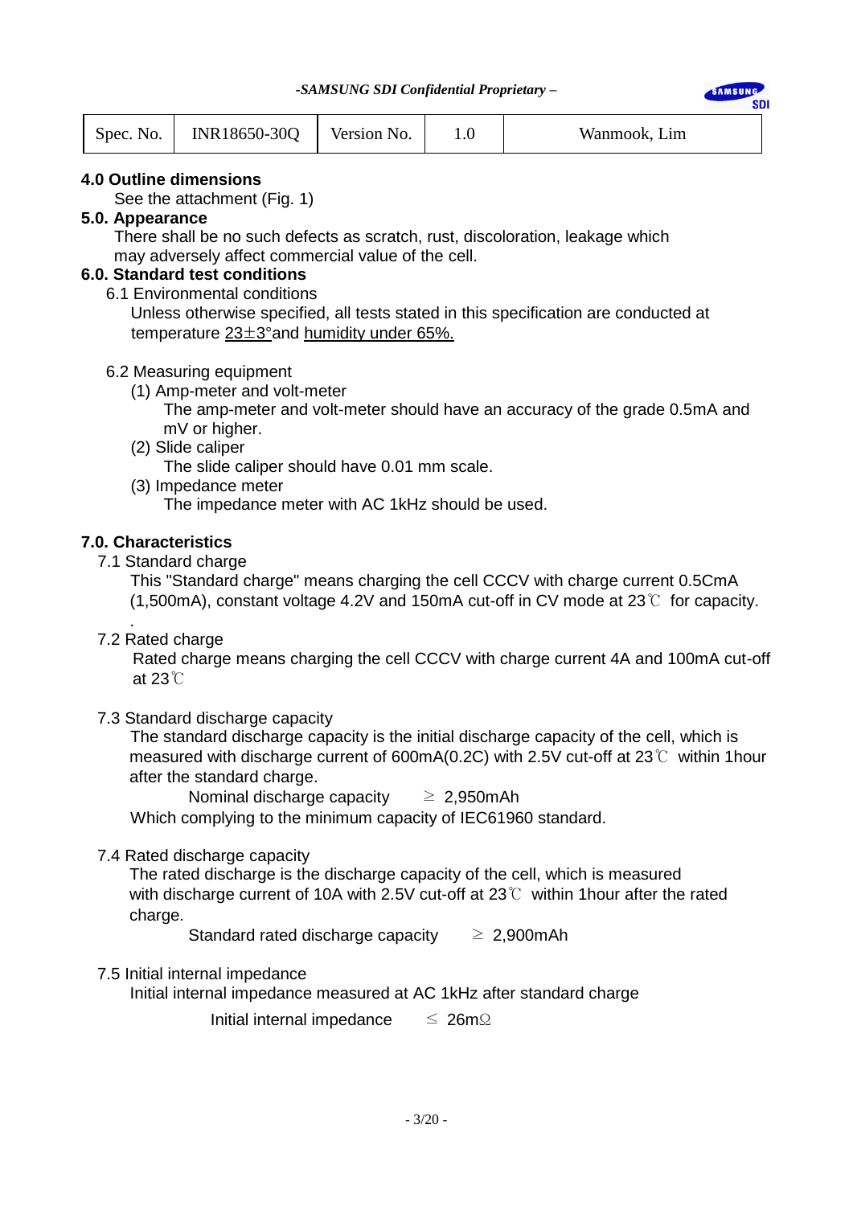| Spec. No. | INR18650-30Q | Version No. | 1.0 | Wanmook, Lim |
|---|---|---|---|---|

## 4.0 Outline dimensions

See the attachment (Fig. 1)

## 5.0. Appearance

There shall be no such defects as scratch, rust, discoloration, leakage which may adversely affect commercial value of the cell.

## 6.0. Standard test conditions

### 6.1 Environmental conditions

Unless otherwise specified, all tests stated in this specification are conducted at temperature 23±3°and humidity under 65%.

### 6.2 Measuring equipment

(1) Amp-meter and volt-meter

The amp-meter and volt-meter should have an accuracy of the grade 0.5mA and mV or higher.

(2) Slide caliper

The slide caliper should have 0.01 mm scale.

(3) Impedance meter

The impedance meter with AC 1kHz should be used.

## 7.0. Characteristics

### 7.1 Standard charge

This "Standard charge" means charging the cell CCCV with charge current 0.5CmA (1,500mA), constant voltage 4.2V and 150mA cut-off in CV mode at 23℃ for capacity.

### 7.2 Rated charge

Rated charge means charging the cell CCCV with charge current 4A and 100mA cut-off at 23℃

### 7.3 Standard discharge capacity

The standard discharge capacity is the initial discharge capacity of the cell, which is measured with discharge current of 600mA(0.2C) with 2.5V cut-off at 23℃ within 1hour after the standard charge.

Nominal discharge capacity ≥ 2,950mAh

Which complying to the minimum capacity of IEC61960 standard.

### 7.4 Rated discharge capacity

The rated discharge is the discharge capacity of the cell, which is measured with discharge current of 10A with 2.5V cut-off at 23℃ within 1hour after the rated charge.

Standard rated discharge capacity ≥ 2,900mAh

### 7.5 Initial internal impedance

Initial internal impedance measured at AC 1kHz after standard charge

Initial internal impedance ≤ 26mΩ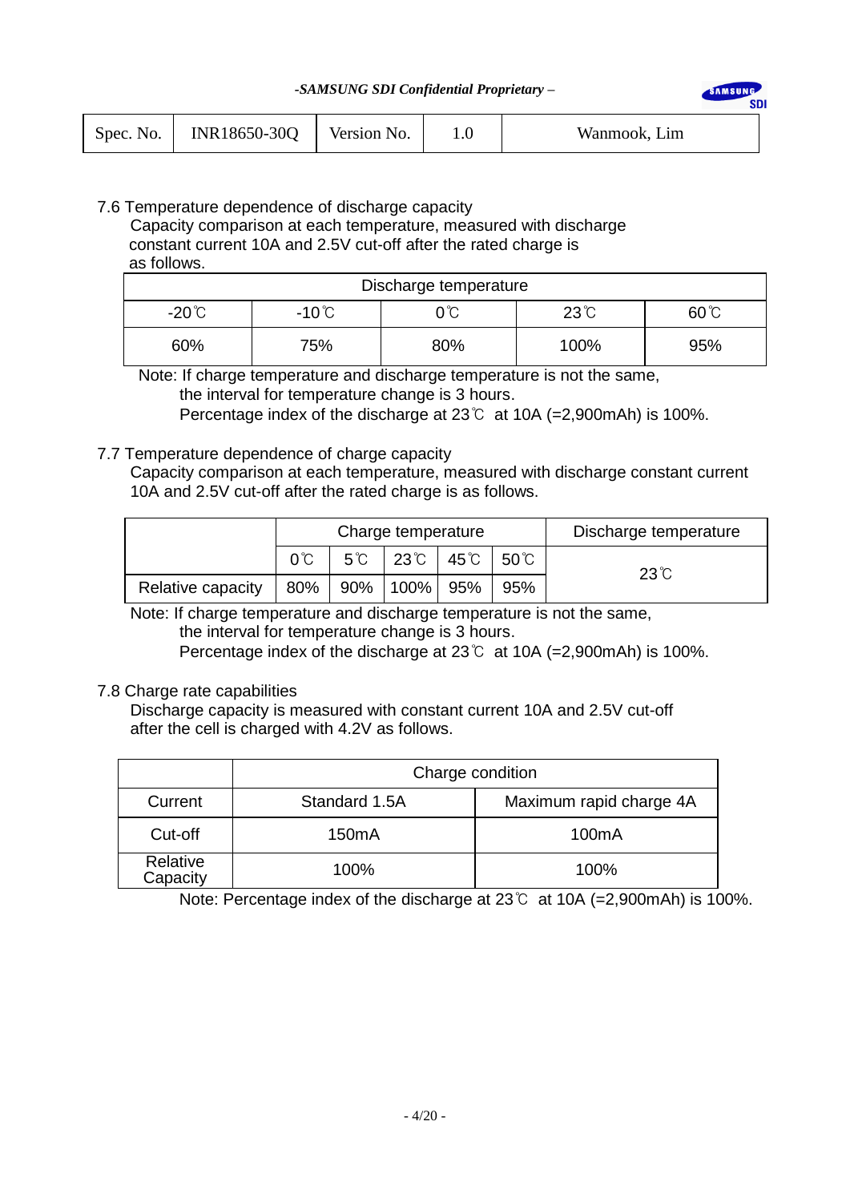| Spec. No. | INR18650-30Q | Version No. | 1.0 | Wanmook, Lim |
|---|---|---|---|---|

7.6 Temperature dependence of discharge capacity

Capacity comparison at each temperature, measured with discharge constant current 10A and 2.5V cut-off after the rated charge is as follows.

| Discharge temperature | | | | |
|---|---|---|---|---|
| -20℃ | -10℃ | 0℃ | 23℃ | 60℃ |
| 60% | 75% | 80% | 100% | 95% |

Note: If charge temperature and discharge temperature is not the same, the interval for temperature change is 3 hours.
Percentage index of the discharge at 23℃ at 10A (=2,900mAh) is 100%.

7.7 Temperature dependence of charge capacity

Capacity comparison at each temperature, measured with discharge constant current 10A and 2.5V cut-off after the rated charge is as follows.

| | Charge temperature | | | | | Discharge temperature |
|---|---|---|---|---|---|---|
| | 0℃ | 5℃ | 23℃ | 45℃ | 50℃ | 23℃ |
| Relative capacity | 80% | 90% | 100% | 95% | 95% | |

Note: If charge temperature and discharge temperature is not the same, the interval for temperature change is 3 hours.
Percentage index of the discharge at 23℃ at 10A (=2,900mAh) is 100%.

7.8 Charge rate capabilities

Discharge capacity is measured with constant current 10A and 2.5V cut-off after the cell is charged with 4.2V as follows.

| | Charge condition | |
|---|---|---|
| Current | Standard 1.5A | Maximum rapid charge 4A |
| Cut-off | 150mA | 100mA |
| Relative Capacity | 100% | 100% |

Note: Percentage index of the discharge at 23℃ at 10A (=2,900mAh) is 100%.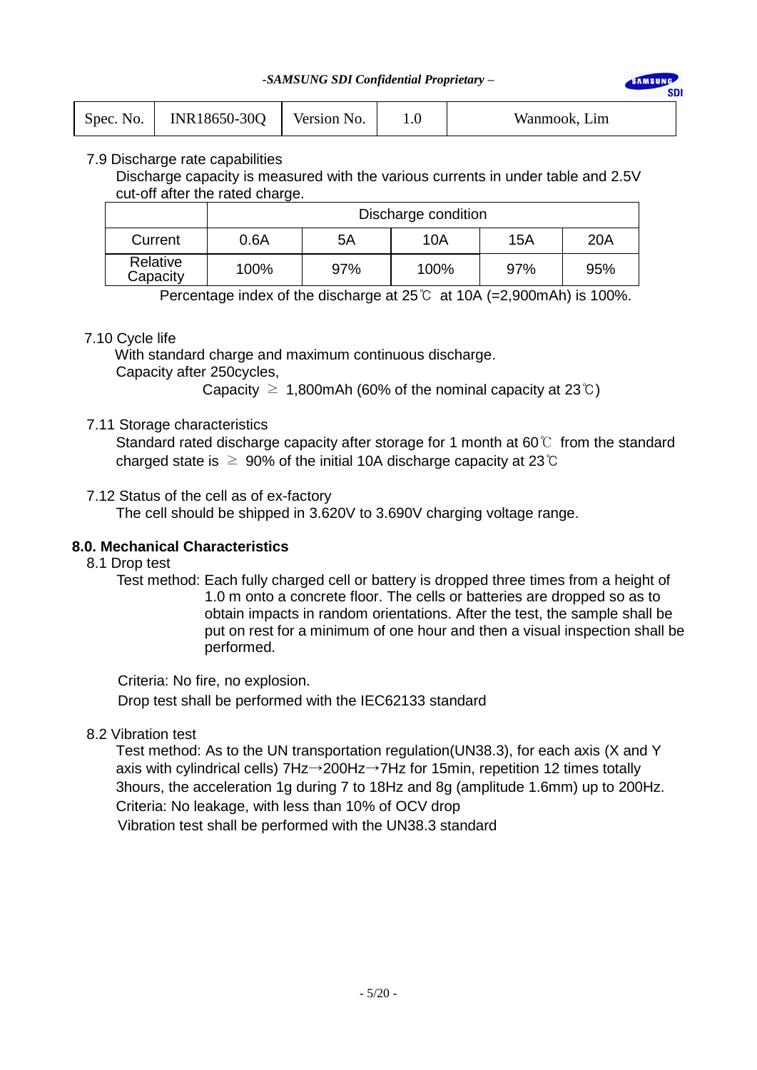7.9 Discharge rate capabilities

Discharge capacity is measured with the various currents in under table and 2.5V cut-off after the rated charge.

| | Discharge condition | | | | |
|---|---|---|---|---|---|
| Current | 0.6A | 5A | 10A | 15A | 20A |
| Relative Capacity | 100% | 97% | 100% | 97% | 95% |

Percentage index of the discharge at 25℃ at 10A (=2,900mAh) is 100%.

7.10 Cycle life

With standard charge and maximum continuous discharge.

Capacity after 250cycles,

Capacity ≥ 1,800mAh (60% of the nominal capacity at 23℃)

7.11 Storage characteristics

Standard rated discharge capacity after storage for 1 month at 60℃ from the standard charged state is ≥ 90% of the initial 10A discharge capacity at 23℃

7.12 Status of the cell as of ex-factory

The cell should be shipped in 3.620V to 3.690V charging voltage range.

## 8.0. Mechanical Characteristics

8.1 Drop test

Test method: Each fully charged cell or battery is dropped three times from a height of 1.0 m onto a concrete floor. The cells or batteries are dropped so as to obtain impacts in random orientations. After the test, the sample shall be put on rest for a minimum of one hour and then a visual inspection shall be performed.

Criteria: No fire, no explosion.

Drop test shall be performed with the IEC62133 standard

8.2 Vibration test

Test method: As to the UN transportation regulation(UN38.3), for each axis (X and Y axis with cylindrical cells) 7Hz→200Hz→7Hz for 15min, repetition 12 times totally 3hours, the acceleration 1g during 7 to 18Hz and 8g (amplitude 1.6mm) up to 200Hz.

Criteria: No leakage, with less than 10% of OCV drop

Vibration test shall be performed with the UN38.3 standard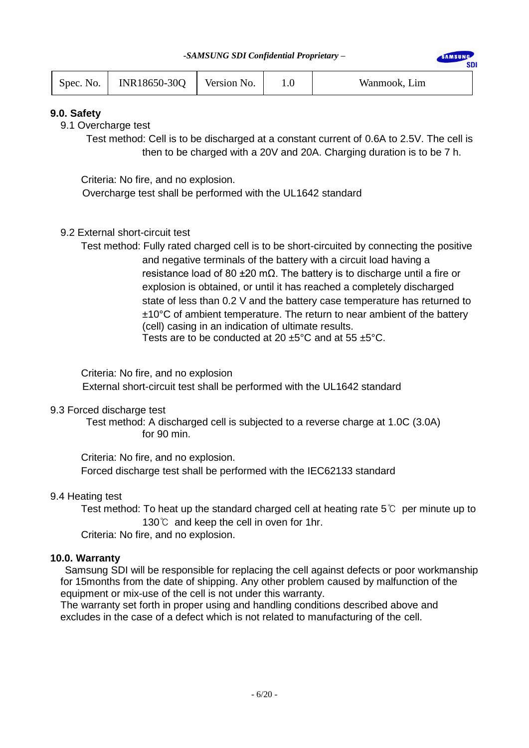## 9.0. Safety

9.1 Overcharge test

Test method: Cell is to be discharged at a constant current of 0.6A to 2.5V. The cell is then to be charged with a 20V and 20A. Charging duration is to be 7 h.

Criteria: No fire, and no explosion.
Overcharge test shall be performed with the UL1642 standard

9.2 External short-circuit test

Test method: Fully rated charged cell is to be short-circuited by connecting the positive and negative terminals of the battery with a circuit load having a resistance load of 80 ±20 mΩ. The battery is to discharge until a fire or explosion is obtained, or until it has reached a completely discharged state of less than 0.2 V and the battery case temperature has returned to ±10°C of ambient temperature. The return to near ambient of the battery (cell) casing in an indication of ultimate results.
Tests are to be conducted at 20 ±5°C and at 55 ±5°C.

Criteria: No fire, and no explosion
External short-circuit test shall be performed with the UL1642 standard

9.3 Forced discharge test

Test method: A discharged cell is subjected to a reverse charge at 1.0C (3.0A) for 90 min.

Criteria: No fire, and no explosion.
Forced discharge test shall be performed with the IEC62133 standard

9.4 Heating test

Test method: To heat up the standard charged cell at heating rate 5℃ per minute up to 130℃ and keep the cell in oven for 1hr.
Criteria: No fire, and no explosion.

## 10.0. Warranty

Samsung SDI will be responsible for replacing the cell against defects or poor workmanship for 15months from the date of shipping. Any other problem caused by malfunction of the equipment or mix-use of the cell is not under this warranty.
The warranty set forth in proper using and handling conditions described above and excludes in the case of a defect which is not related to manufacturing of the cell.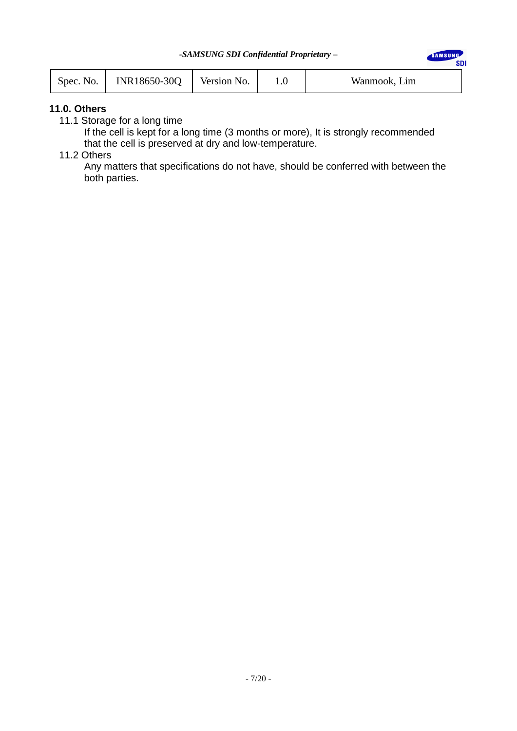## 11.0. Others

11.1 Storage for a long time

If the cell is kept for a long time (3 months or more), It is strongly recommended that the cell is preserved at dry and low-temperature.

11.2 Others

Any matters that specifications do not have, should be conferred with between the both parties.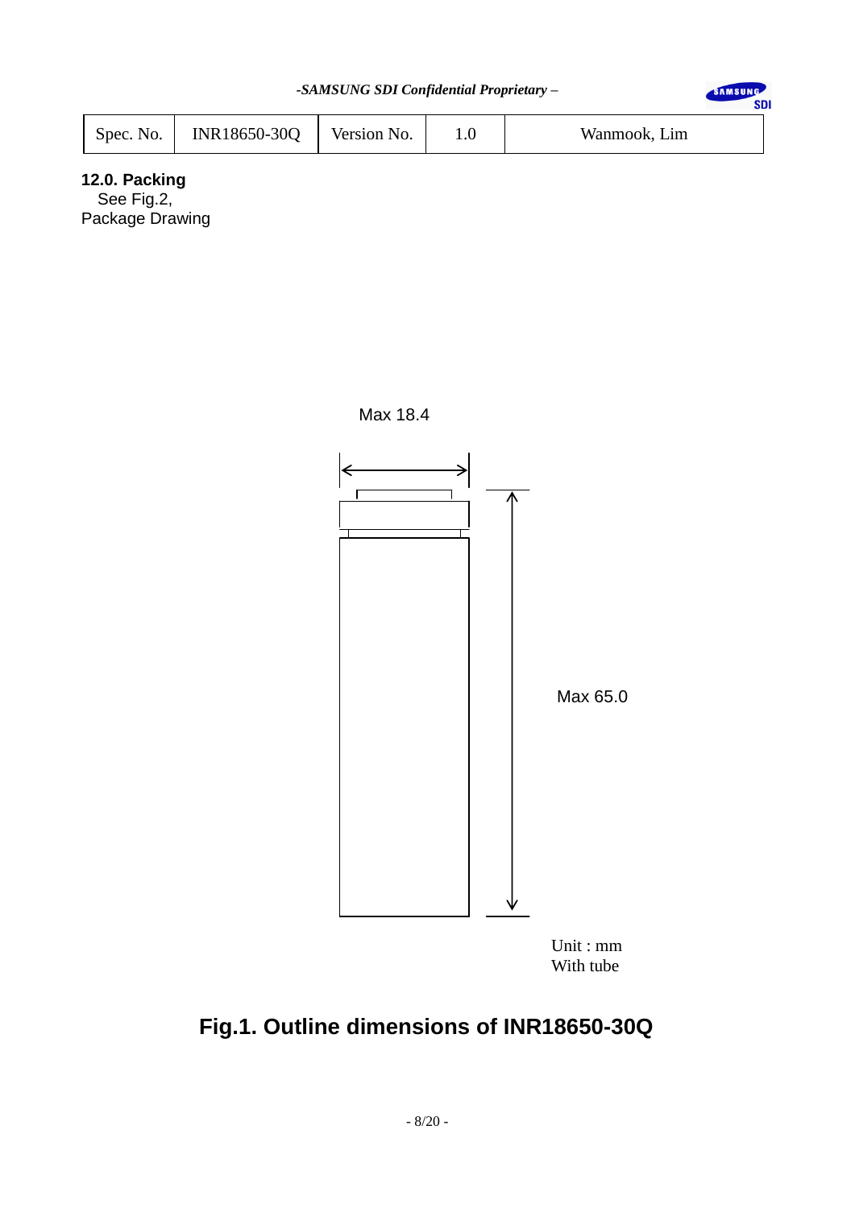| Spec. No. | INR18650-30Q | Version No. | 1.0 | Wanmook, Lim |
|---|---|---|---|---|

**12.0. Packing**

See Fig.2,

Package Drawing

Max 18.4

Max 65.0

Unit : mm

With tube

**Fig.1. Outline dimensions of INR18650-30Q**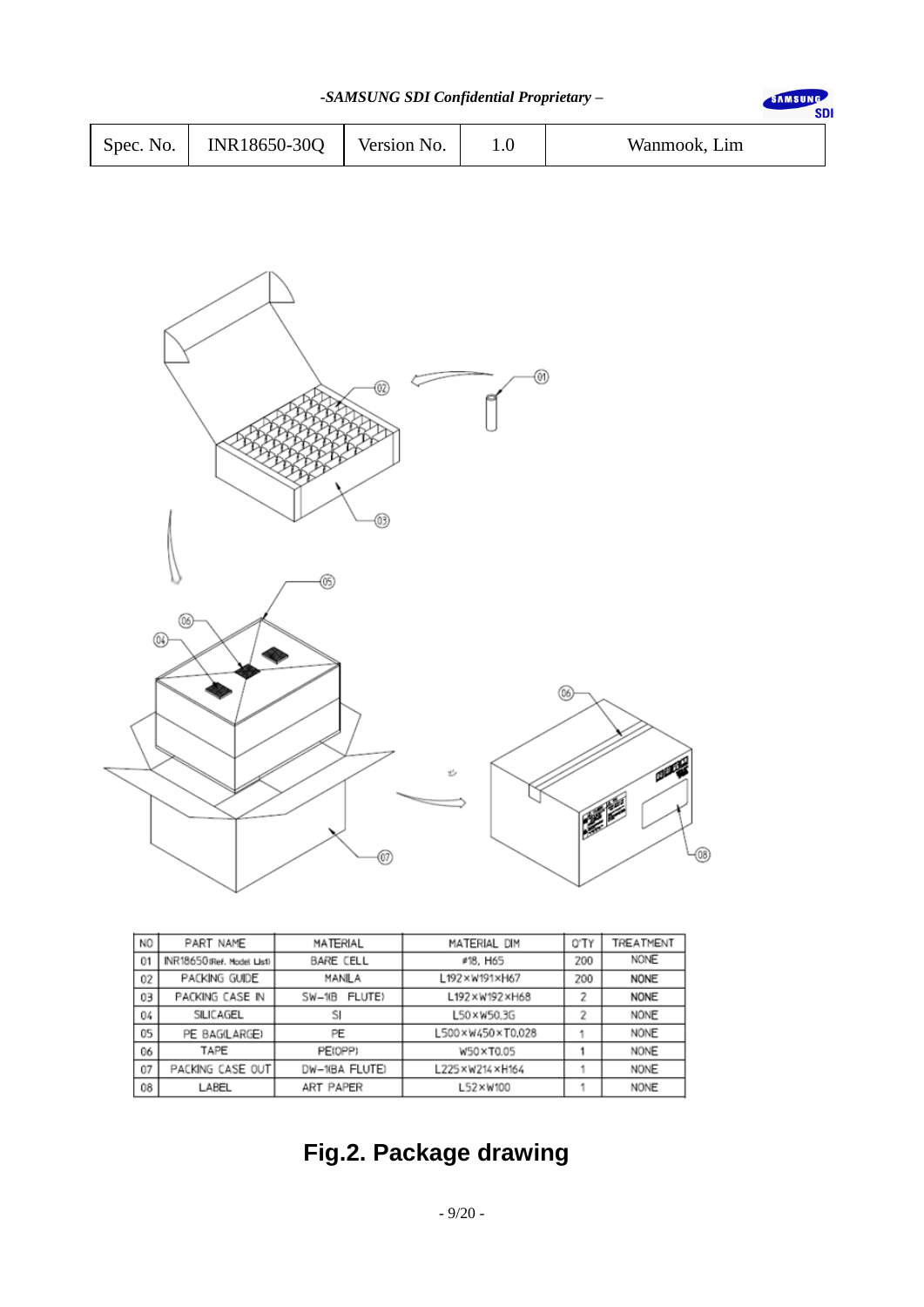| NO | PART NAME | MATERIAL | MATERIAL DIM | Q'TY | TREATMENT |
|---|---|---|---|---|---|
| 01 | INR18650(Ref. Model List) | BARE CELL | ∅18, H65 | 200 | NONE |
| 02 | PACKING GUIDE | MANILA | L192×W191×H67 | 200 | NONE |
| 03 | PACKING CASE IN | SW-1(B FLUTE) | L192×W192×H68 | 2 | NONE |
| 04 | SILICAGEL | SI | L50×W50.3G | 2 | NONE |
| 05 | PE BAG(LARGE) | PE | L500×W450×T0.028 | 1 | NONE |
| 06 | TAPE | PE(OPP) | W50×T0.05 | 1 | NONE |
| 07 | PACKING CASE OUT | DW-1(BA FLUTE) | L225×W214×H164 | 1 | NONE |
| 08 | LABEL | ART PAPER | L52×W100 | 1 | NONE |

**Fig.2. Package drawing**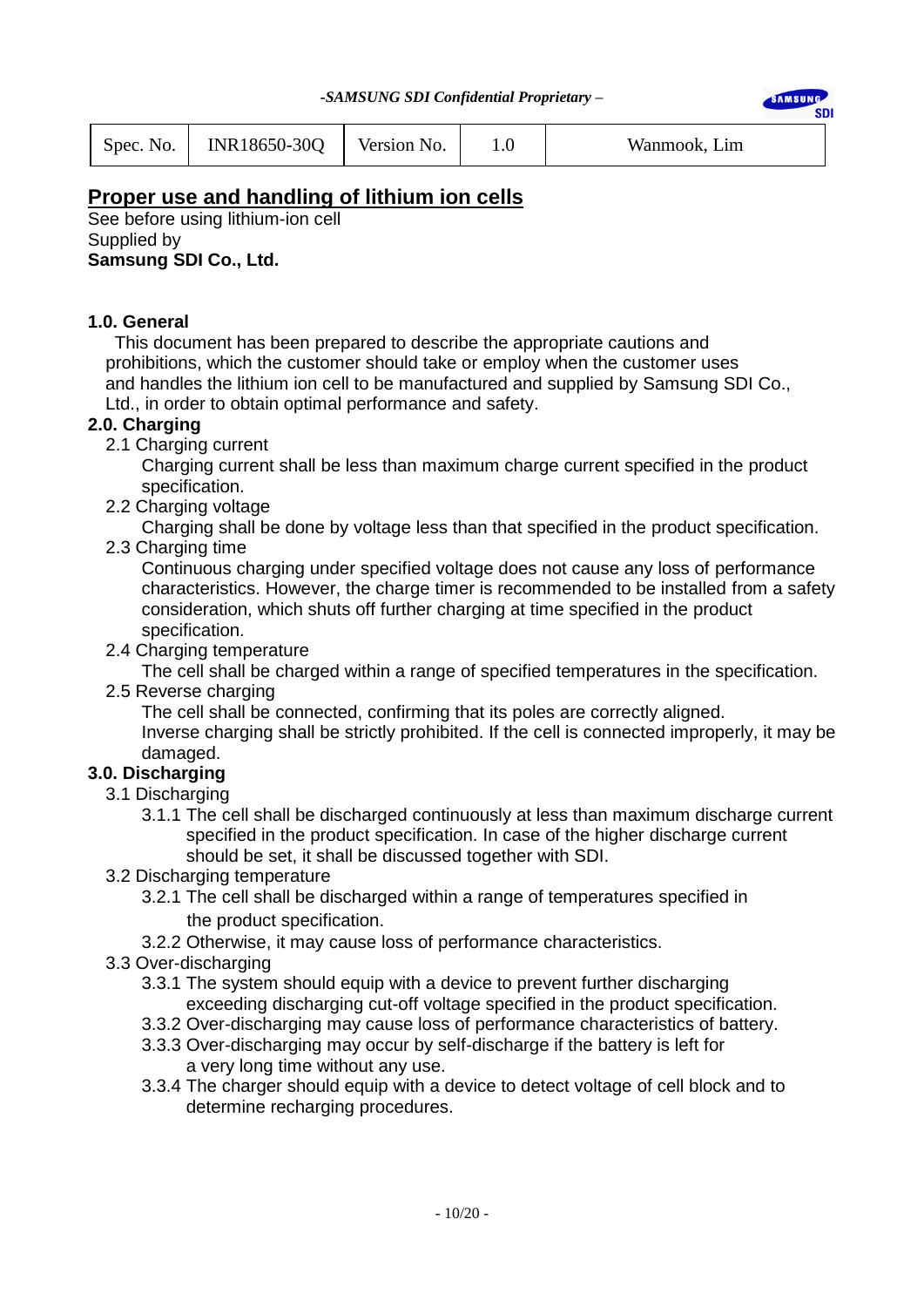## Proper use and handling of lithium ion cells

See before using lithium-ion cell
Supplied by
**Samsung SDI Co., Ltd.**

### 1.0. General

This document has been prepared to describe the appropriate cautions and prohibitions, which the customer should take or employ when the customer uses and handles the lithium ion cell to be manufactured and supplied by Samsung SDI Co., Ltd., in order to obtain optimal performance and safety.

### 2.0. Charging

2.1 Charging current

Charging current shall be less than maximum charge current specified in the product specification.

2.2 Charging voltage

Charging shall be done by voltage less than that specified in the product specification.

2.3 Charging time

Continuous charging under specified voltage does not cause any loss of performance characteristics. However, the charge timer is recommended to be installed from a safety consideration, which shuts off further charging at time specified in the product specification.

2.4 Charging temperature

The cell shall be charged within a range of specified temperatures in the specification.

2.5 Reverse charging

The cell shall be connected, confirming that its poles are correctly aligned. Inverse charging shall be strictly prohibited. If the cell is connected improperly, it may be damaged.

### 3.0. Discharging

3.1 Discharging

3.1.1 The cell shall be discharged continuously at less than maximum discharge current specified in the product specification. In case of the higher discharge current should be set, it shall be discussed together with SDI.

3.2 Discharging temperature

3.2.1 The cell shall be discharged within a range of temperatures specified in the product specification.

3.2.2 Otherwise, it may cause loss of performance characteristics.

3.3 Over-discharging

3.3.1 The system should equip with a device to prevent further discharging exceeding discharging cut-off voltage specified in the product specification.

3.3.2 Over-discharging may cause loss of performance characteristics of battery.

3.3.3 Over-discharging may occur by self-discharge if the battery is left for a very long time without any use.

3.3.4 The charger should equip with a device to detect voltage of cell block and to determine recharging procedures.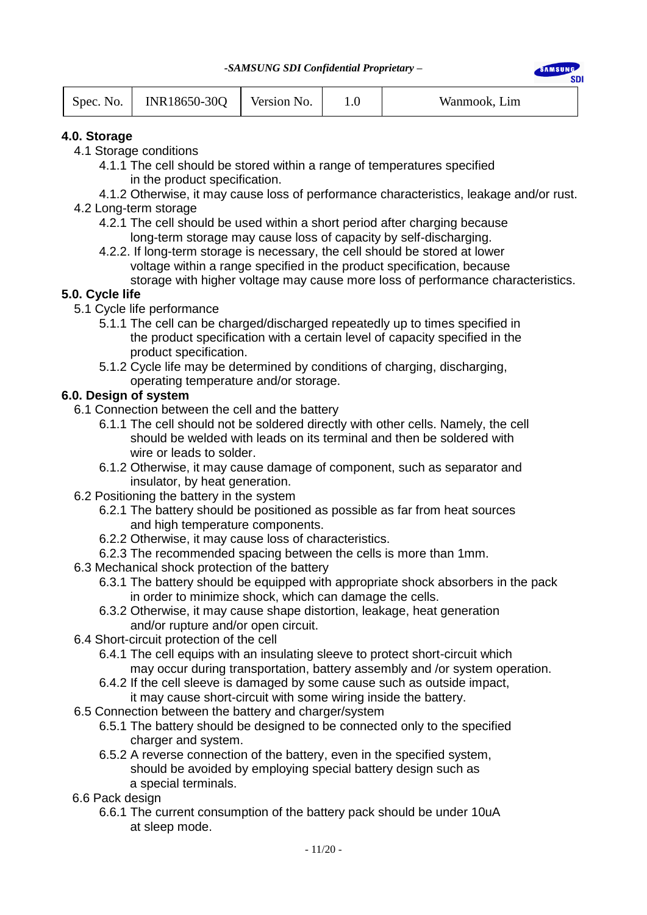## 4.0. Storage

4.1 Storage conditions

4.1.1 The cell should be stored within a range of temperatures specified in the product specification.

4.1.2 Otherwise, it may cause loss of performance characteristics, leakage and/or rust.

4.2 Long-term storage

4.2.1 The cell should be used within a short period after charging because long-term storage may cause loss of capacity by self-discharging.

4.2.2. If long-term storage is necessary, the cell should be stored at lower voltage within a range specified in the product specification, because storage with higher voltage may cause more loss of performance characteristics.

## 5.0. Cycle life

5.1 Cycle life performance

5.1.1 The cell can be charged/discharged repeatedly up to times specified in the product specification with a certain level of capacity specified in the product specification.

5.1.2 Cycle life may be determined by conditions of charging, discharging, operating temperature and/or storage.

## 6.0. Design of system

6.1 Connection between the cell and the battery

6.1.1 The cell should not be soldered directly with other cells. Namely, the cell should be welded with leads on its terminal and then be soldered with wire or leads to solder.

6.1.2 Otherwise, it may cause damage of component, such as separator and insulator, by heat generation.

6.2 Positioning the battery in the system

6.2.1 The battery should be positioned as possible as far from heat sources and high temperature components.

6.2.2 Otherwise, it may cause loss of characteristics.

6.2.3 The recommended spacing between the cells is more than 1mm.

6.3 Mechanical shock protection of the battery

6.3.1 The battery should be equipped with appropriate shock absorbers in the pack in order to minimize shock, which can damage the cells.

6.3.2 Otherwise, it may cause shape distortion, leakage, heat generation and/or rupture and/or open circuit.

6.4 Short-circuit protection of the cell

6.4.1 The cell equips with an insulating sleeve to protect short-circuit which may occur during transportation, battery assembly and /or system operation.

6.4.2 If the cell sleeve is damaged by some cause such as outside impact, it may cause short-circuit with some wiring inside the battery.

6.5 Connection between the battery and charger/system

6.5.1 The battery should be designed to be connected only to the specified charger and system.

6.5.2 A reverse connection of the battery, even in the specified system, should be avoided by employing special battery design such as a special terminals.

6.6 Pack design

6.6.1 The current consumption of the battery pack should be under 10uA at sleep mode.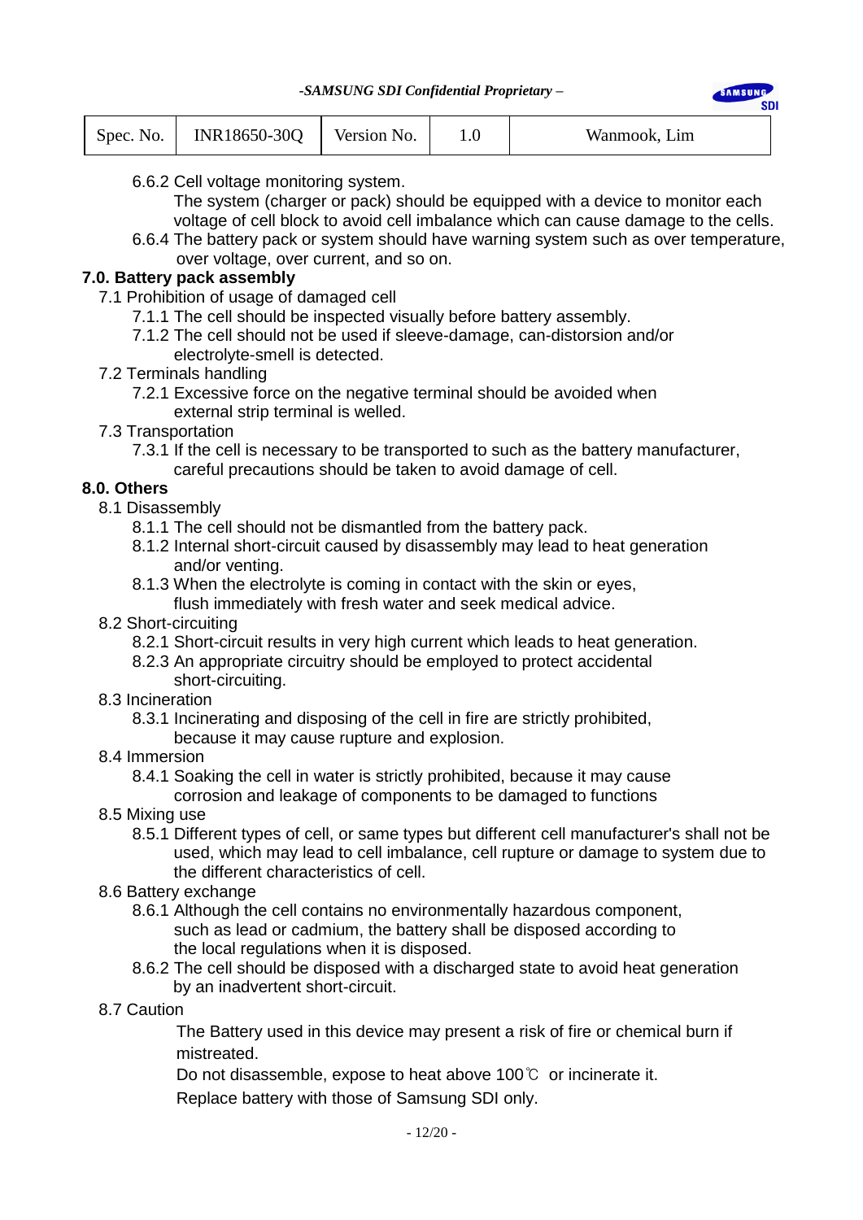6.6.2 Cell voltage monitoring system.
The system (charger or pack) should be equipped with a device to monitor each voltage of cell block to avoid cell imbalance which can cause damage to the cells.

6.6.4 The battery pack or system should have warning system such as over temperature, over voltage, over current, and so on.

## 7.0. Battery pack assembly

### 7.1 Prohibition of usage of damaged cell

7.1.1 The cell should be inspected visually before battery assembly.

7.1.2 The cell should not be used if sleeve-damage, can-distorsion and/or electrolyte-smell is detected.

### 7.2 Terminals handling

7.2.1 Excessive force on the negative terminal should be avoided when external strip terminal is welled.

### 7.3 Transportation

7.3.1 If the cell is necessary to be transported to such as the battery manufacturer, careful precautions should be taken to avoid damage of cell.

## 8.0. Others

### 8.1 Disassembly

8.1.1 The cell should not be dismantled from the battery pack.

8.1.2 Internal short-circuit caused by disassembly may lead to heat generation and/or venting.

8.1.3 When the electrolyte is coming in contact with the skin or eyes, flush immediately with fresh water and seek medical advice.

### 8.2 Short-circuiting

8.2.1 Short-circuit results in very high current which leads to heat generation.

8.2.3 An appropriate circuitry should be employed to protect accidental short-circuiting.

### 8.3 Incineration

8.3.1 Incinerating and disposing of the cell in fire are strictly prohibited, because it may cause rupture and explosion.

### 8.4 Immersion

8.4.1 Soaking the cell in water is strictly prohibited, because it may cause corrosion and leakage of components to be damaged to functions

### 8.5 Mixing use

8.5.1 Different types of cell, or same types but different cell manufacturer's shall not be used, which may lead to cell imbalance, cell rupture or damage to system due to the different characteristics of cell.

### 8.6 Battery exchange

8.6.1 Although the cell contains no environmentally hazardous component, such as lead or cadmium, the battery shall be disposed according to the local regulations when it is disposed.

8.6.2 The cell should be disposed with a discharged state to avoid heat generation by an inadvertent short-circuit.

### 8.7 Caution

The Battery used in this device may present a risk of fire or chemical burn if mistreated.

Do not disassemble, expose to heat above 100℃ or incinerate it.

Replace battery with those of Samsung SDI only.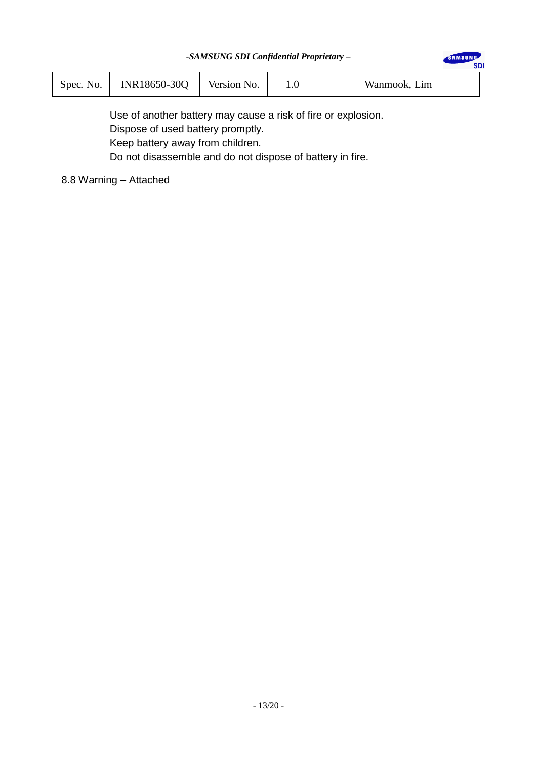Use of another battery may cause a risk of fire or explosion.
Dispose of used battery promptly.
Keep battery away from children.
Do not disassemble and do not dispose of battery in fire.

8.8 Warning – Attached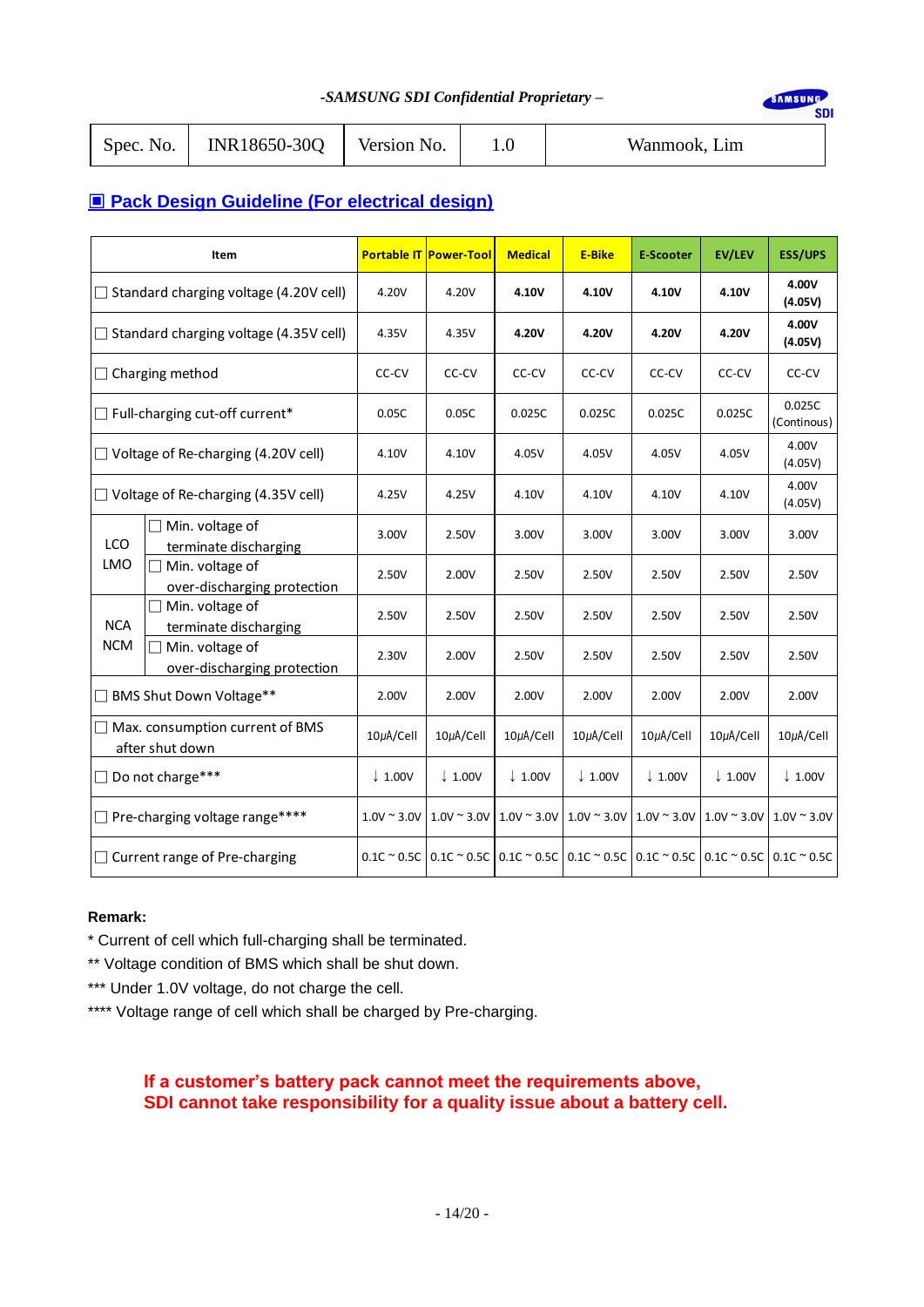-SAMSUNG SDI Confidential Proprietary –

| Spec. No. | INR18650-30Q | Version No. | 1.0 | Wanmook, Lim |
|---|---|---|---|---|

## ▣ Pack Design Guideline (For electrical design)

| Item | | Portable IT | Power-Tool | Medical | E-Bike | E-Scooter | EV/LEV | ESS/UPS |
|---|---|---|---|---|---|---|---|---|
| ☐ Standard charging voltage (4.20V cell) | | 4.20V | 4.20V | **4.10V** | **4.10V** | **4.10V** | **4.10V** | **4.00V (4.05V)** |
| ☐ Standard charging voltage (4.35V cell) | | 4.35V | 4.35V | **4.20V** | **4.20V** | **4.20V** | **4.20V** | **4.00V (4.05V)** |
| ☐ Charging method | | CC-CV | CC-CV | CC-CV | CC-CV | CC-CV | CC-CV | CC-CV |
| ☐ Full-charging cut-off current* | | 0.05C | 0.05C | 0.025C | 0.025C | 0.025C | 0.025C | 0.025C (Continous) |
| ☐ Voltage of Re-charging (4.20V cell) | | 4.10V | 4.10V | 4.05V | 4.05V | 4.05V | 4.05V | 4.00V (4.05V) |
| ☐ Voltage of Re-charging (4.35V cell) | | 4.25V | 4.25V | 4.10V | 4.10V | 4.10V | 4.10V | 4.00V (4.05V) |
| LCO LMO | ☐ Min. voltage of terminate discharging | 3.00V | 2.50V | 3.00V | 3.00V | 3.00V | 3.00V | 3.00V |
| | ☐ Min. voltage of over-discharging protection | 2.50V | 2.00V | 2.50V | 2.50V | 2.50V | 2.50V | 2.50V |
| NCA NCM | ☐ Min. voltage of terminate discharging | 2.50V | 2.50V | 2.50V | 2.50V | 2.50V | 2.50V | 2.50V |
| | ☐ Min. voltage of over-discharging protection | 2.30V | 2.00V | 2.50V | 2.50V | 2.50V | 2.50V | 2.50V |
| ☐ BMS Shut Down Voltage** | | 2.00V | 2.00V | 2.00V | 2.00V | 2.00V | 2.00V | 2.00V |
| ☐ Max. consumption current of BMS after shut down | | 10μA/Cell | 10μA/Cell | 10μA/Cell | 10μA/Cell | 10μA/Cell | 10μA/Cell | 10μA/Cell |
| ☐ Do not charge*** | | ↓ 1.00V | ↓ 1.00V | ↓ 1.00V | ↓ 1.00V | ↓ 1.00V | ↓ 1.00V | ↓ 1.00V |
| ☐ Pre-charging voltage range**** | | 1.0V ~ 3.0V | 1.0V ~ 3.0V | 1.0V ~ 3.0V | 1.0V ~ 3.0V | 1.0V ~ 3.0V | 1.0V ~ 3.0V | 1.0V ~ 3.0V |
| ☐ Current range of Pre-charging | | 0.1C ~ 0.5C | 0.1C ~ 0.5C | 0.1C ~ 0.5C | 0.1C ~ 0.5C | 0.1C ~ 0.5C | 0.1C ~ 0.5C | 0.1C ~ 0.5C |

**Remark:**

* Current of cell which full-charging shall be terminated.

** Voltage condition of BMS which shall be shut down.

*** Under 1.0V voltage, do not charge the cell.

**** Voltage range of cell which shall be charged by Pre-charging.

**If a customer's battery pack cannot meet the requirements above, SDI cannot take responsibility for a quality issue about a battery cell.**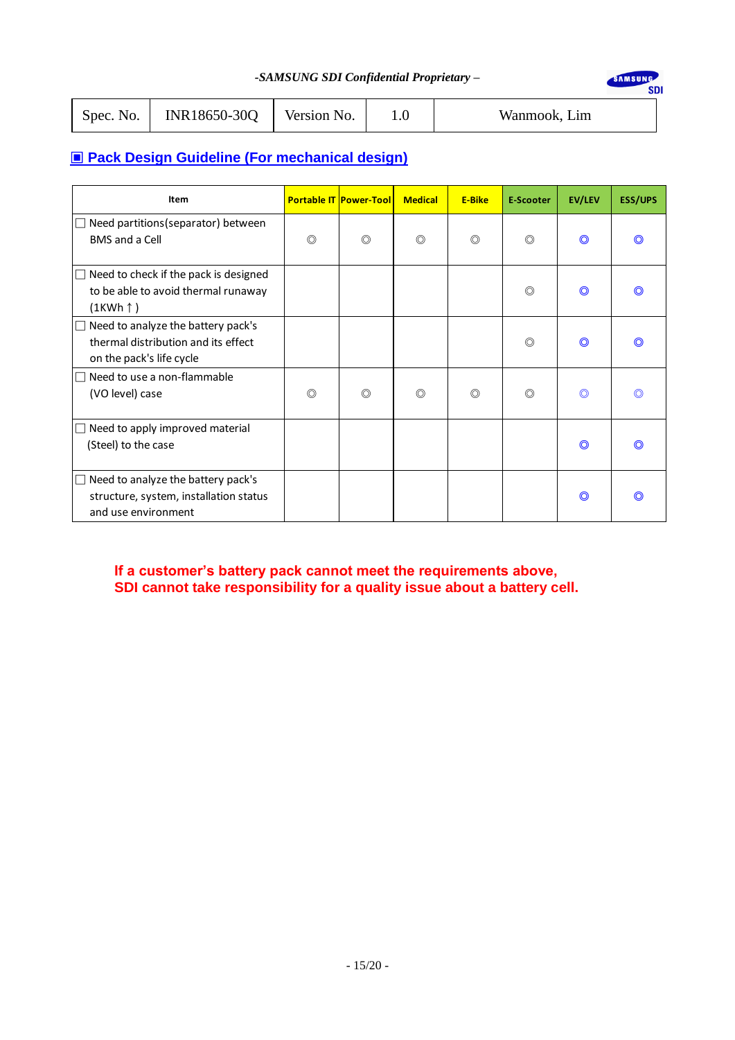*-SAMSUNG SDI Confidential Proprietary –*

| Spec. No. | INR18650-30Q | Version No. | 1.0 | Wanmook, Lim |
|---|---|---|---|---|

## ▣ Pack Design Guideline (For mechanical design)

| Item | Portable IT | Power-Tool | Medical | E-Bike | E-Scooter | EV/LEV | ESS/UPS |
|---|---|---|---|---|---|---|---|
| ☐ Need partitions(separator) between BMS and a Cell | ◎ | ◎ | ◎ | ◎ | ◎ | ◎ | ◎ |
| ☐ Need to check if the pack is designed to be able to avoid thermal runaway (1KWh ↑ ) | | | | | ◎ | ◎ | ◎ |
| ☐ Need to analyze the battery pack's thermal distribution and its effect on the pack's life cycle | | | | | ◎ | ◎ | ◎ |
| ☐ Need to use a non-flammable (VO level) case | ◎ | ◎ | ◎ | ◎ | ◎ | ◎ | ◎ |
| ☐ Need to apply improved material (Steel) to the case | | | | | | ◎ | ◎ |
| ☐ Need to analyze the battery pack's structure, system, installation status and use environment | | | | | | ◎ | ◎ |

**If a customer's battery pack cannot meet the requirements above,**
**SDI cannot take responsibility for a quality issue about a battery cell.**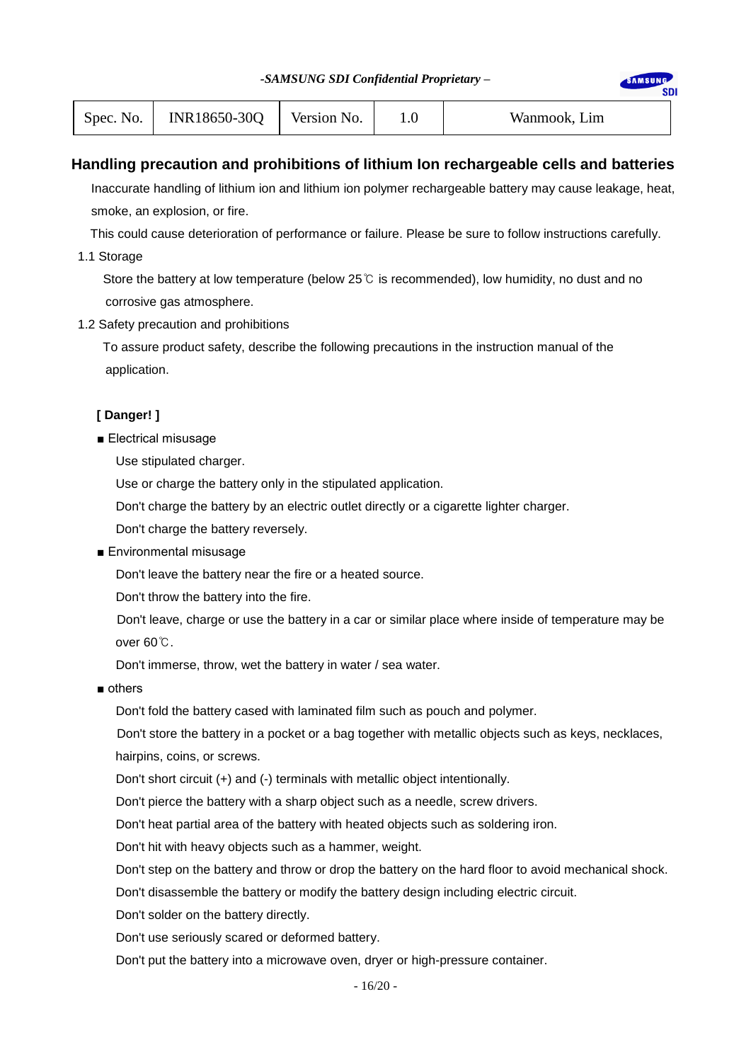## Handling precaution and prohibitions of lithium Ion rechargeable cells and batteries

Inaccurate handling of lithium ion and lithium ion polymer rechargeable battery may cause leakage, heat, smoke, an explosion, or fire.

This could cause deterioration of performance or failure. Please be sure to follow instructions carefully.

1.1 Storage

Store the battery at low temperature (below 25℃ is recommended), low humidity, no dust and no corrosive gas atmosphere.

1.2 Safety precaution and prohibitions

To assure product safety, describe the following precautions in the instruction manual of the application.

**[ Danger! ]**

■ Electrical misusage

Use stipulated charger.

Use or charge the battery only in the stipulated application.

Don't charge the battery by an electric outlet directly or a cigarette lighter charger.

Don't charge the battery reversely.

■ Environmental misusage

Don't leave the battery near the fire or a heated source.

Don't throw the battery into the fire.

Don't leave, charge or use the battery in a car or similar place where inside of temperature may be over 60℃.

Don't immerse, throw, wet the battery in water / sea water.

■ others

Don't fold the battery cased with laminated film such as pouch and polymer.

Don't store the battery in a pocket or a bag together with metallic objects such as keys, necklaces, hairpins, coins, or screws.

Don't short circuit (+) and (-) terminals with metallic object intentionally.

Don't pierce the battery with a sharp object such as a needle, screw drivers.

Don't heat partial area of the battery with heated objects such as soldering iron.

Don't hit with heavy objects such as a hammer, weight.

Don't step on the battery and throw or drop the battery on the hard floor to avoid mechanical shock.

Don't disassemble the battery or modify the battery design including electric circuit.

Don't solder on the battery directly.

Don't use seriously scared or deformed battery.

Don't put the battery into a microwave oven, dryer or high-pressure container.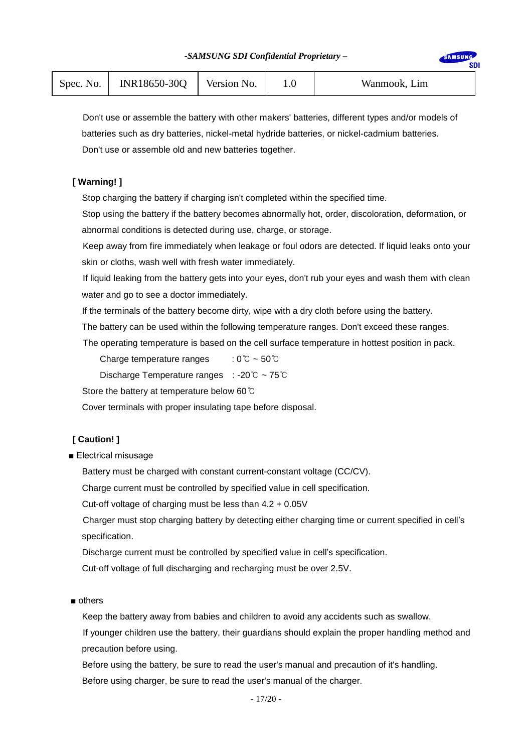Don't use or assemble the battery with other makers' batteries, different types and/or models of batteries such as dry batteries, nickel-metal hydride batteries, or nickel-cadmium batteries.
Don't use or assemble old and new batteries together.

**[ Warning! ]**

Stop charging the battery if charging isn't completed within the specified time.
Stop using the battery if the battery becomes abnormally hot, order, discoloration, deformation, or abnormal conditions is detected during use, charge, or storage.
Keep away from fire immediately when leakage or foul odors are detected. If liquid leaks onto your skin or cloths, wash well with fresh water immediately.
If liquid leaking from the battery gets into your eyes, don't rub your eyes and wash them with clean water and go to see a doctor immediately.
If the terminals of the battery become dirty, wipe with a dry cloth before using the battery.
The battery can be used within the following temperature ranges. Don't exceed these ranges.
The operating temperature is based on the cell surface temperature in hottest position in pack.

Charge temperature ranges : 0℃ ~ 50℃
Discharge Temperature ranges : -20℃ ~ 75℃

Store the battery at temperature below 60℃
Cover terminals with proper insulating tape before disposal.

**[ Caution! ]**

■ Electrical misusage

Battery must be charged with constant current-constant voltage (CC/CV).
Charge current must be controlled by specified value in cell specification.
Cut-off voltage of charging must be less than 4.2 + 0.05V
Charger must stop charging battery by detecting either charging time or current specified in cell's specification.
Discharge current must be controlled by specified value in cell's specification.
Cut-off voltage of full discharging and recharging must be over 2.5V.

■ others

Keep the battery away from babies and children to avoid any accidents such as swallow.
If younger children use the battery, their guardians should explain the proper handling method and precaution before using.
Before using the battery, be sure to read the user's manual and precaution of it's handling.
Before using charger, be sure to read the user's manual of the charger.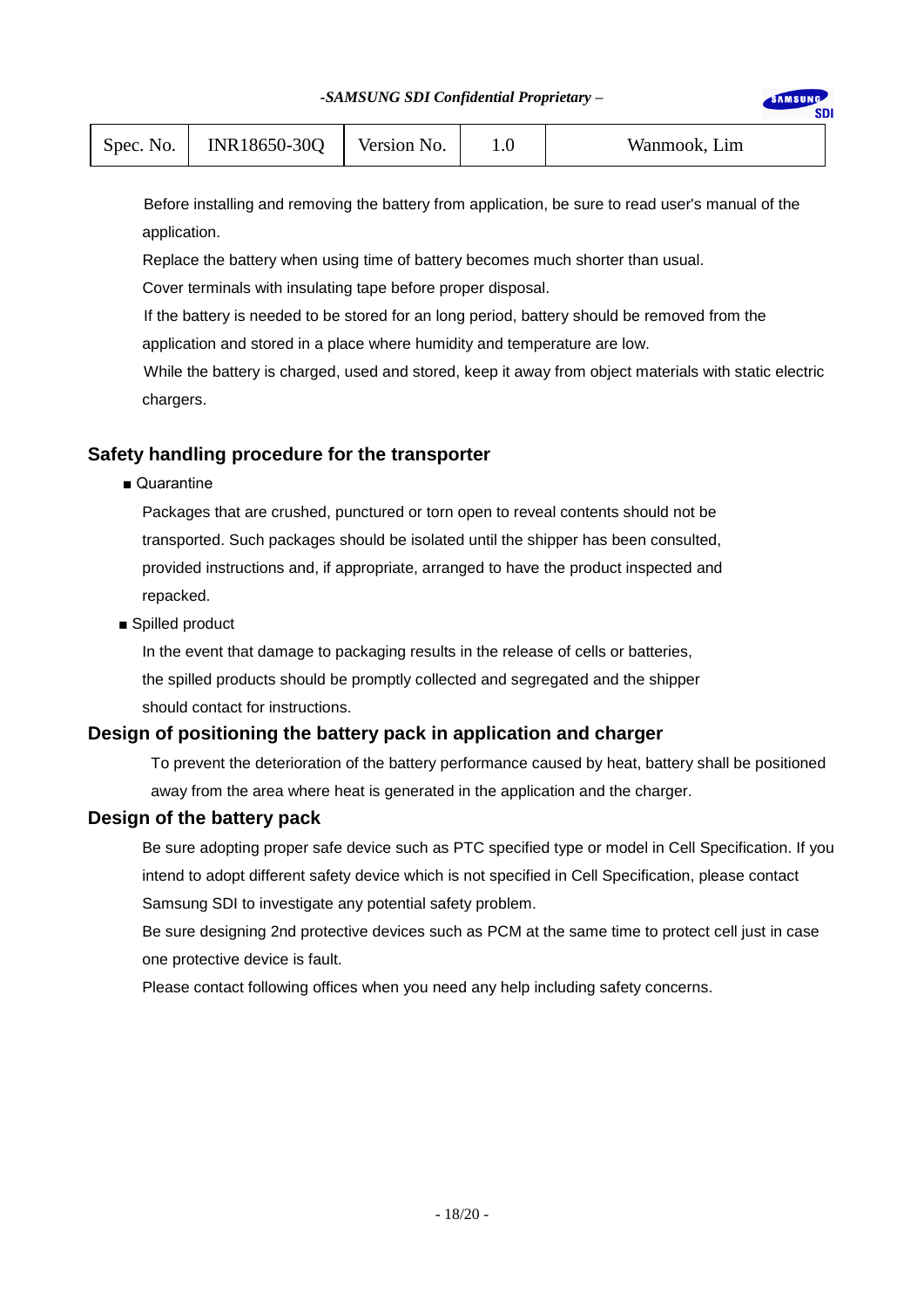Before installing and removing the battery from application, be sure to read user's manual of the application.

Replace the battery when using time of battery becomes much shorter than usual.

Cover terminals with insulating tape before proper disposal.

If the battery is needed to be stored for an long period, battery should be removed from the application and stored in a place where humidity and temperature are low.

While the battery is charged, used and stored, keep it away from object materials with static electric chargers.

## Safety handling procedure for the transporter

■ Quarantine

Packages that are crushed, punctured or torn open to reveal contents should not be transported. Such packages should be isolated until the shipper has been consulted, provided instructions and, if appropriate, arranged to have the product inspected and repacked.

■ Spilled product

In the event that damage to packaging results in the release of cells or batteries, the spilled products should be promptly collected and segregated and the shipper should contact for instructions.

## Design of positioning the battery pack in application and charger

To prevent the deterioration of the battery performance caused by heat, battery shall be positioned away from the area where heat is generated in the application and the charger.

## Design of the battery pack

Be sure adopting proper safe device such as PTC specified type or model in Cell Specification. If you intend to adopt different safety device which is not specified in Cell Specification, please contact Samsung SDI to investigate any potential safety problem.

Be sure designing 2nd protective devices such as PCM at the same time to protect cell just in case one protective device is fault.

Please contact following offices when you need any help including safety concerns.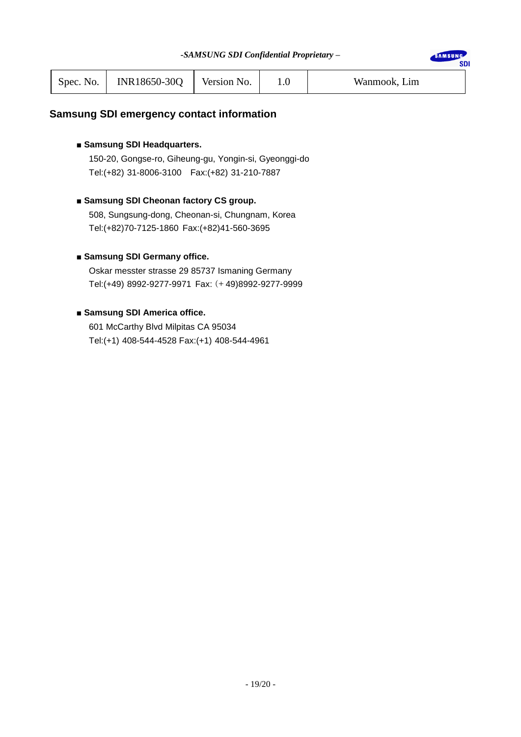## Samsung SDI emergency contact information

- **Samsung SDI Headquarters.**

  150-20, Gongse-ro, Giheung-gu, Yongin-si, Gyeonggi-do
  Tel:(+82) 31-8006-3100   Fax:(+82) 31-210-7887

- **Samsung SDI Cheonan factory CS group.**

  508, Sungsung-dong, Cheonan-si, Chungnam, Korea
  Tel:(+82)70-7125-1860  Fax:(+82)41-560-3695

- **Samsung SDI Germany office.**

  Oskar messter strasse 29 85737 Ismaning Germany
  Tel:(+49) 8992-9277-9971  Fax: (+ 49)8992-9277-9999

- **Samsung SDI America office.**

  601 McCarthy Blvd Milpitas CA 95034
  Tel:(+1) 408-544-4528 Fax:(+1) 408-544-4961